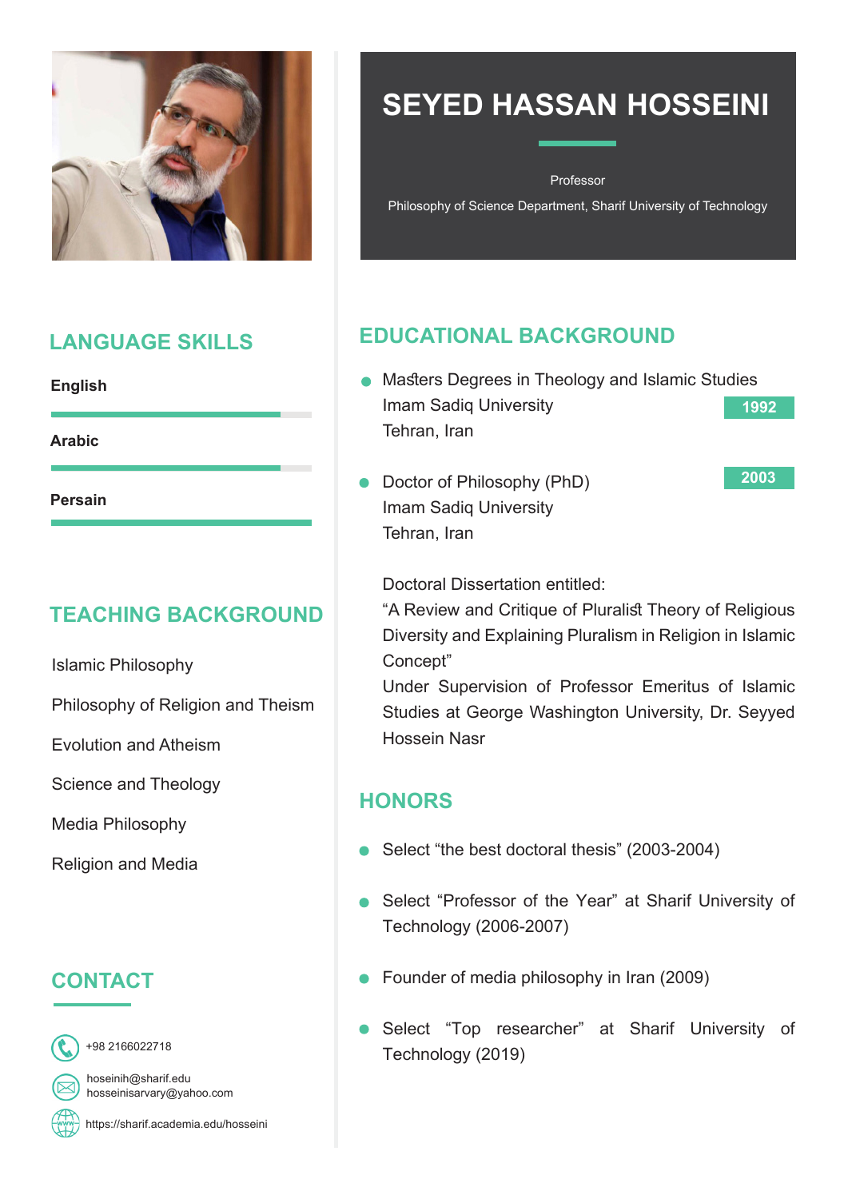# SEYED HASSAN HOSSEINI

Professor

Philosophy of Science Department, Sharif University of Technology

## LANGUAGE SKILLS

**English**

**Arabic**

**Persain**

## TEACHING BACKGROUND

Islamic Philosophy

Philosophy of Religion and Theism

Evolution and Atheism

Science and Theology

Media Philosophy

Religion and Media

## CONTACT

+98 2166022718

hoseinih@sharif.edu
hosseinisarvary@yahoo.com

https://sharif.academia.edu/hosseini

## EDUCATIONAL BACKGROUND

- Masters Degrees in Theology and Islamic Studies
  Imam Sadiq University — **1992**
  Tehran, Iran

- Doctor of Philosophy (PhD) — **2003**
  Imam Sadiq University
  Tehran, Iran

  Doctoral Dissertation entitled:
  "A Review and Critique of Pluralist Theory of Religious Diversity and Explaining Pluralism in Religion in Islamic Concept"
  Under Supervision of Professor Emeritus of Islamic Studies at George Washington University, Dr. Seyyed Hossein Nasr

## HONORS

- Select "the best doctoral thesis" (2003-2004)
- Select "Professor of the Year" at Sharif University of Technology (2006-2007)
- Founder of media philosophy in Iran (2009)
- Select "Top researcher" at Sharif University of Technology (2019)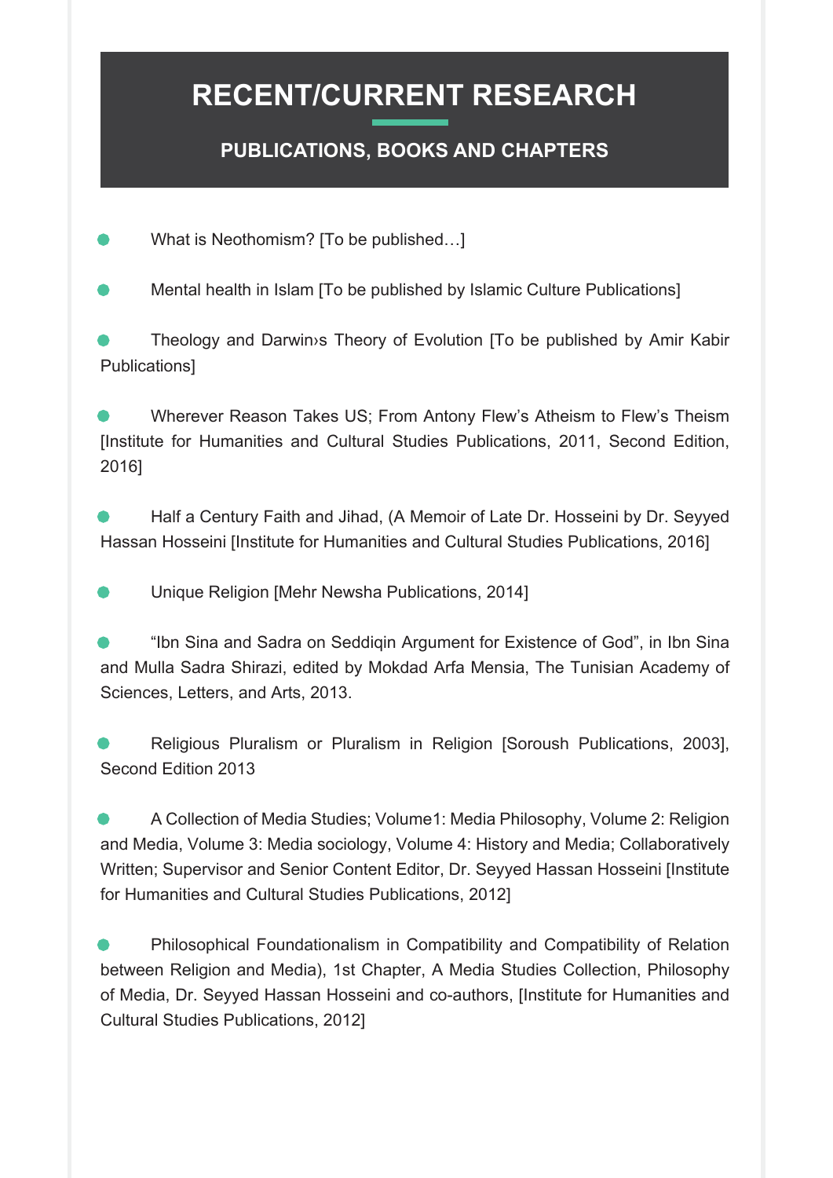# RECENT/CURRENT RESEARCH

## PUBLICATIONS, BOOKS AND CHAPTERS

- What is Neothomism? [To be published…]
- Mental health in Islam [To be published by Islamic Culture Publications]
- Theology and Darwin›s Theory of Evolution [To be published by Amir Kabir Publications]
- Wherever Reason Takes US; From Antony Flew's Atheism to Flew's Theism [Institute for Humanities and Cultural Studies Publications, 2011, Second Edition, 2016]
- Half a Century Faith and Jihad, (A Memoir of Late Dr. Hosseini by Dr. Seyyed Hassan Hosseini [Institute for Humanities and Cultural Studies Publications, 2016]
- Unique Religion [Mehr Newsha Publications, 2014]
- "Ibn Sina and Sadra on Seddiqin Argument for Existence of God", in Ibn Sina and Mulla Sadra Shirazi, edited by Mokdad Arfa Mensia, The Tunisian Academy of Sciences, Letters, and Arts, 2013.
- Religious Pluralism or Pluralism in Religion [Soroush Publications, 2003], Second Edition 2013
- A Collection of Media Studies; Volume1: Media Philosophy, Volume 2: Religion and Media, Volume 3: Media sociology, Volume 4: History and Media; Collaboratively Written; Supervisor and Senior Content Editor, Dr. Seyyed Hassan Hosseini [Institute for Humanities and Cultural Studies Publications, 2012]
- Philosophical Foundationalism in Compatibility and Compatibility of Relation between Religion and Media), 1st Chapter, A Media Studies Collection, Philosophy of Media, Dr. Seyyed Hassan Hosseini and co-authors, [Institute for Humanities and Cultural Studies Publications, 2012]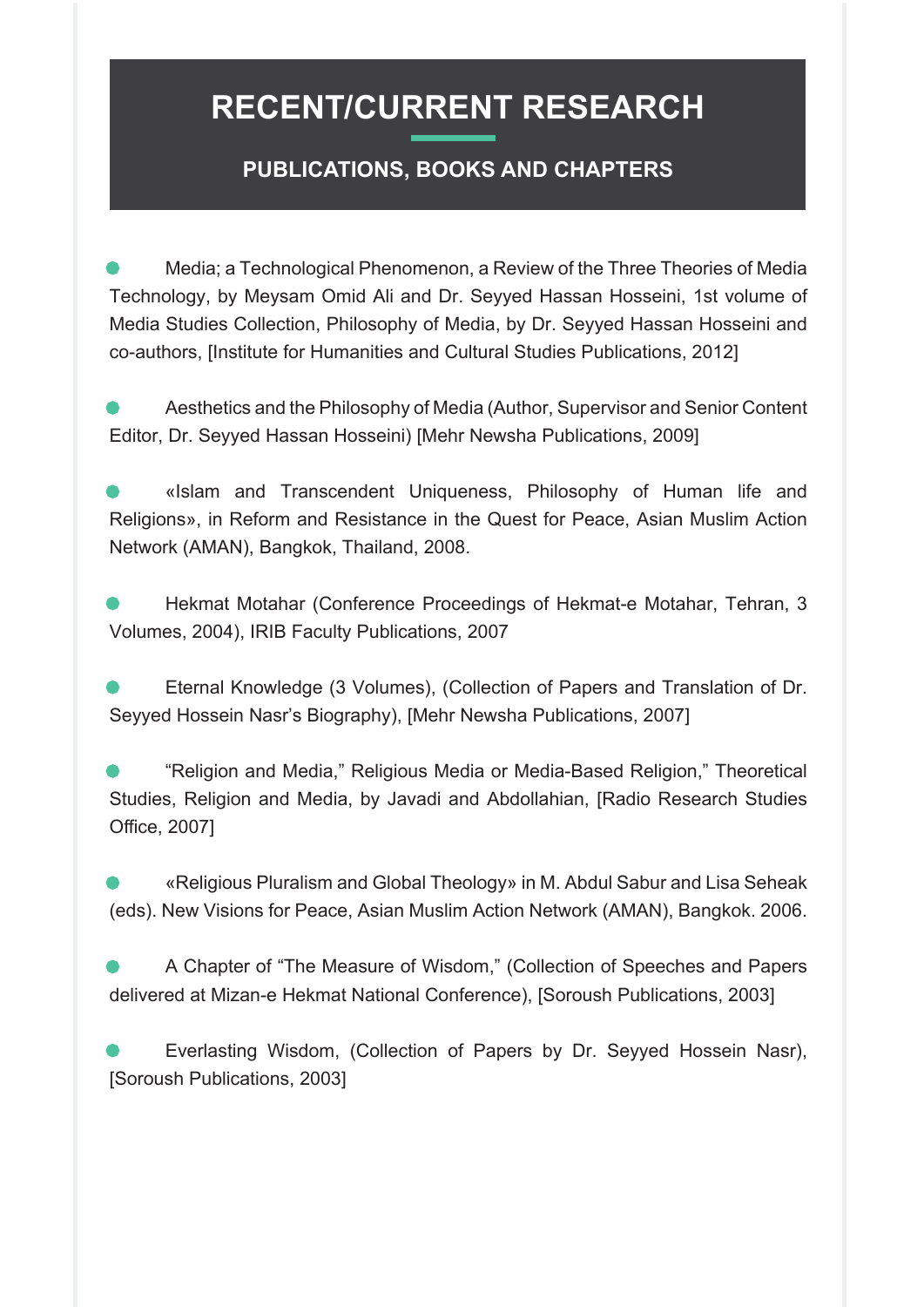# RECENT/CURRENT RESEARCH

## PUBLICATIONS, BOOKS AND CHAPTERS

- Media; a Technological Phenomenon, a Review of the Three Theories of Media Technology, by Meysam Omid Ali and Dr. Seyyed Hassan Hosseini, 1st volume of Media Studies Collection, Philosophy of Media, by Dr. Seyyed Hassan Hosseini and co-authors, [Institute for Humanities and Cultural Studies Publications, 2012]

- Aesthetics and the Philosophy of Media (Author, Supervisor and Senior Content Editor, Dr. Seyyed Hassan Hosseini) [Mehr Newsha Publications, 2009]

- «Islam and Transcendent Uniqueness, Philosophy of Human life and Religions», in Reform and Resistance in the Quest for Peace, Asian Muslim Action Network (AMAN), Bangkok, Thailand, 2008.

- Hekmat Motahar (Conference Proceedings of Hekmat-e Motahar, Tehran, 3 Volumes, 2004), IRIB Faculty Publications, 2007

- Eternal Knowledge (3 Volumes), (Collection of Papers and Translation of Dr. Seyyed Hossein Nasr's Biography), [Mehr Newsha Publications, 2007]

- "Religion and Media," Religious Media or Media-Based Religion," Theoretical Studies, Religion and Media, by Javadi and Abdollahian, [Radio Research Studies Office, 2007]

- «Religious Pluralism and Global Theology» in M. Abdul Sabur and Lisa Seheak (eds). New Visions for Peace, Asian Muslim Action Network (AMAN), Bangkok. 2006.

- A Chapter of "The Measure of Wisdom," (Collection of Speeches and Papers delivered at Mizan-e Hekmat National Conference), [Soroush Publications, 2003]

- Everlasting Wisdom, (Collection of Papers by Dr. Seyyed Hossein Nasr), [Soroush Publications, 2003]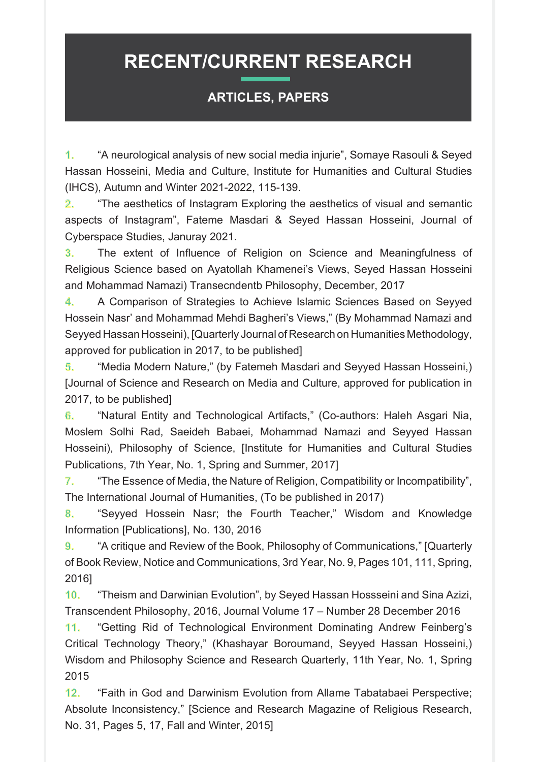# RECENT/CURRENT RESEARCH

## ARTICLES, PAPERS

1. "A neurological analysis of new social media injurie", Somaye Rasouli & Seyed Hassan Hosseini, Media and Culture, Institute for Humanities and Cultural Studies (IHCS), Autumn and Winter 2021-2022, 115-139.
2. "The aesthetics of Instagram Exploring the aesthetics of visual and semantic aspects of Instagram", Fateme Masdari & Seyed Hassan Hosseini, Journal of Cyberspace Studies, Januray 2021.
3. The extent of Influence of Religion on Science and Meaningfulness of Religious Science based on Ayatollah Khamenei's Views, Seyed Hassan Hosseini and Mohammad Namazi) Transecndentb Philosophy, December, 2017
4. A Comparison of Strategies to Achieve Islamic Sciences Based on Seyyed Hossein Nasr' and Mohammad Mehdi Bagheri's Views," (By Mohammad Namazi and Seyyed Hassan Hosseini), [Quarterly Journal of Research on Humanities Methodology, approved for publication in 2017, to be published]
5. "Media Modern Nature," (by Fatemeh Masdari and Seyyed Hassan Hosseini,) [Journal of Science and Research on Media and Culture, approved for publication in 2017, to be published]
6. "Natural Entity and Technological Artifacts," (Co-authors: Haleh Asgari Nia, Moslem Solhi Rad, Saeideh Babaei, Mohammad Namazi and Seyyed Hassan Hosseini), Philosophy of Science, [Institute for Humanities and Cultural Studies Publications, 7th Year, No. 1, Spring and Summer, 2017]
7. "The Essence of Media, the Nature of Religion, Compatibility or Incompatibility", The International Journal of Humanities, (To be published in 2017)
8. "Seyyed Hossein Nasr; the Fourth Teacher," Wisdom and Knowledge Information [Publications], No. 130, 2016
9. "A critique and Review of the Book, Philosophy of Communications," [Quarterly of Book Review, Notice and Communications, 3rd Year, No. 9, Pages 101, 111, Spring, 2016]
10. "Theism and Darwinian Evolution", by Seyed Hassan Hossseini and Sina Azizi, Transcendent Philosophy, 2016, Journal Volume 17 – Number 28 December 2016
11. "Getting Rid of Technological Environment Dominating Andrew Feinberg's Critical Technology Theory," (Khashayar Boroumand, Seyyed Hassan Hosseini,) Wisdom and Philosophy Science and Research Quarterly, 11th Year, No. 1, Spring 2015
12. "Faith in God and Darwinism Evolution from Allame Tabatabaei Perspective; Absolute Inconsistency," [Science and Research Magazine of Religious Research, No. 31, Pages 5, 17, Fall and Winter, 2015]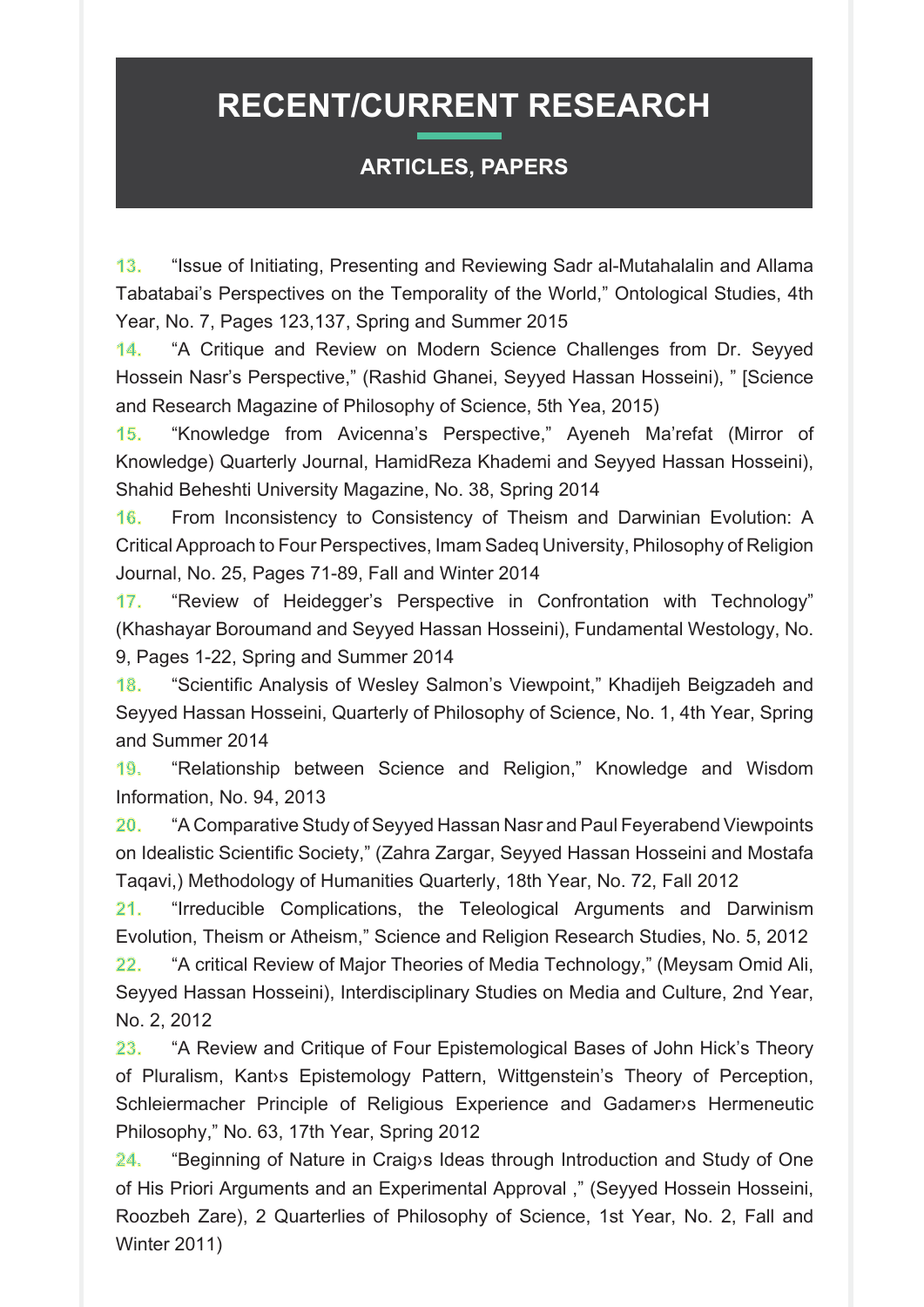# RECENT/CURRENT RESEARCH

## ARTICLES, PAPERS

13. "Issue of Initiating, Presenting and Reviewing Sadr al-Mutahalalin and Allama Tabatabai's Perspectives on the Temporality of the World," Ontological Studies, 4th Year, No. 7, Pages 123,137, Spring and Summer 2015

14. "A Critique and Review on Modern Science Challenges from Dr. Seyyed Hossein Nasr's Perspective," (Rashid Ghanei, Seyyed Hassan Hosseini), " [Science and Research Magazine of Philosophy of Science, 5th Yea, 2015)

15. "Knowledge from Avicenna's Perspective," Ayeneh Ma'refat (Mirror of Knowledge) Quarterly Journal, HamidReza Khademi and Seyyed Hassan Hosseini), Shahid Beheshti University Magazine, No. 38, Spring 2014

16. From Inconsistency to Consistency of Theism and Darwinian Evolution: A Critical Approach to Four Perspectives, Imam Sadeq University, Philosophy of Religion Journal, No. 25, Pages 71-89, Fall and Winter 2014

17. "Review of Heidegger's Perspective in Confrontation with Technology" (Khashayar Boroumand and Seyyed Hassan Hosseini), Fundamental Westology, No. 9, Pages 1-22, Spring and Summer 2014

18. "Scientific Analysis of Wesley Salmon's Viewpoint," Khadijeh Beigzadeh and Seyyed Hassan Hosseini, Quarterly of Philosophy of Science, No. 1, 4th Year, Spring and Summer 2014

19. "Relationship between Science and Religion," Knowledge and Wisdom Information, No. 94, 2013

20. "A Comparative Study of Seyyed Hassan Nasr and Paul Feyerabend Viewpoints on Idealistic Scientific Society," (Zahra Zargar, Seyyed Hassan Hosseini and Mostafa Taqavi,) Methodology of Humanities Quarterly, 18th Year, No. 72, Fall 2012

21. "Irreducible Complications, the Teleological Arguments and Darwinism Evolution, Theism or Atheism," Science and Religion Research Studies, No. 5, 2012

22. "A critical Review of Major Theories of Media Technology," (Meysam Omid Ali, Seyyed Hassan Hosseini), Interdisciplinary Studies on Media and Culture, 2nd Year, No. 2, 2012

23. "A Review and Critique of Four Epistemological Bases of John Hick's Theory of Pluralism, Kant›s Epistemology Pattern, Wittgenstein's Theory of Perception, Schleiermacher Principle of Religious Experience and Gadamer›s Hermeneutic Philosophy," No. 63, 17th Year, Spring 2012

24. "Beginning of Nature in Craig›s Ideas through Introduction and Study of One of His Priori Arguments and an Experimental Approval ," (Seyyed Hossein Hosseini, Roozbeh Zare), 2 Quarterlies of Philosophy of Science, 1st Year, No. 2, Fall and Winter 2011)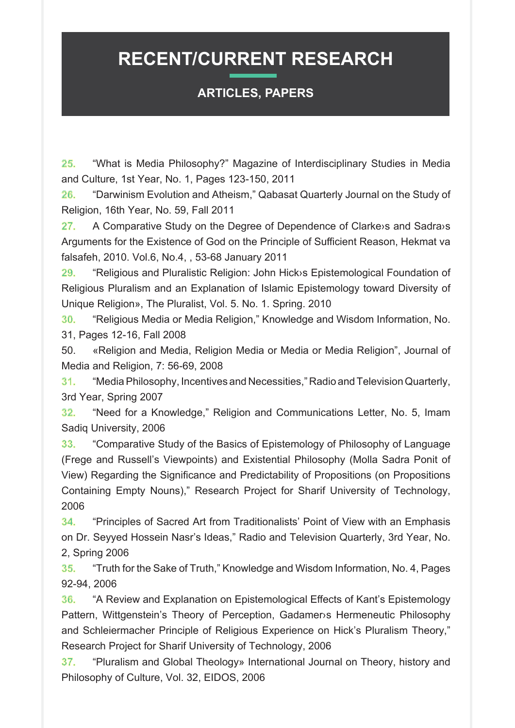# RECENT/CURRENT RESEARCH

## ARTICLES, PAPERS

25. “What is Media Philosophy?” Magazine of Interdisciplinary Studies in Media and Culture, 1st Year, No. 1, Pages 123-150, 2011

26. “Darwinism Evolution and Atheism,” Qabasat Quarterly Journal on the Study of Religion, 16th Year, No. 59, Fall 2011

27. A Comparative Study on the Degree of Dependence of Clarke›s and Sadra›s Arguments for the Existence of God on the Principle of Sufficient Reason, Hekmat va falsafeh, 2010. Vol.6, No.4, , 53-68 January 2011

29. “Religious and Pluralistic Religion: John Hick›s Epistemological Foundation of Religious Pluralism and an Explanation of Islamic Epistemology toward Diversity of Unique Religion», The Pluralist, Vol. 5. No. 1. Spring. 2010

30. “Religious Media or Media Religion,” Knowledge and Wisdom Information, No. 31, Pages 12-16, Fall 2008

50. «Religion and Media, Religion Media or Media or Media Religion”, Journal of Media and Religion, 7: 56-69, 2008

31. “Media Philosophy, Incentives and Necessities,” Radio and Television Quarterly, 3rd Year, Spring 2007

32. “Need for a Knowledge,” Religion and Communications Letter, No. 5, Imam Sadiq University, 2006

33. “Comparative Study of the Basics of Epistemology of Philosophy of Language (Frege and Russell’s Viewpoints) and Existential Philosophy (Molla Sadra Ponit of View) Regarding the Significance and Predictability of Propositions (on Propositions Containing Empty Nouns),” Research Project for Sharif University of Technology, 2006

34. “Principles of Sacred Art from Traditionalists’ Point of View with an Emphasis on Dr. Seyyed Hossein Nasr’s Ideas,” Radio and Television Quarterly, 3rd Year, No. 2, Spring 2006

35. “Truth for the Sake of Truth,” Knowledge and Wisdom Information, No. 4, Pages 92-94, 2006

36. “A Review and Explanation on Epistemological Effects of Kant’s Epistemology Pattern, Wittgenstein’s Theory of Perception, Gadamer›s Hermeneutic Philosophy and Schleiermacher Principle of Religious Experience on Hick’s Pluralism Theory,” Research Project for Sharif University of Technology, 2006

37. “Pluralism and Global Theology» International Journal on Theory, history and Philosophy of Culture, Vol. 32, EIDOS, 2006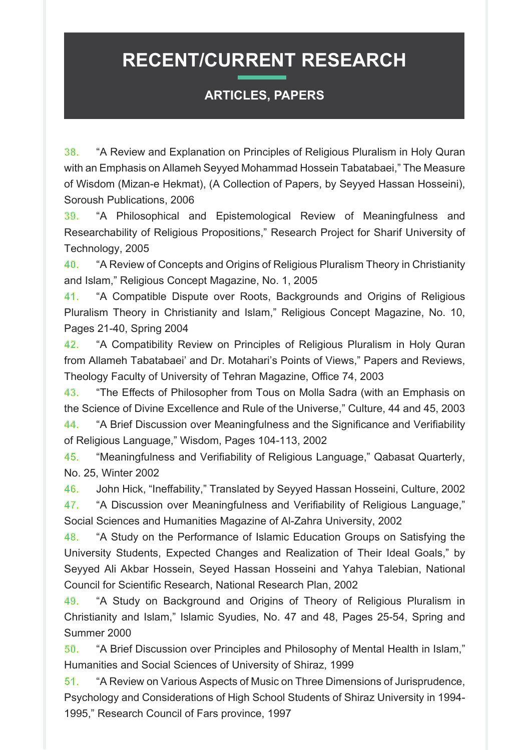# RECENT/CURRENT RESEARCH

## ARTICLES, PAPERS

38. "A Review and Explanation on Principles of Religious Pluralism in Holy Quran with an Emphasis on Allameh Seyyed Mohammad Hossein Tabatabaei," The Measure of Wisdom (Mizan-e Hekmat), (A Collection of Papers, by Seyyed Hassan Hosseini), Soroush Publications, 2006
39. "A Philosophical and Epistemological Review of Meaningfulness and Researchability of Religious Propositions," Research Project for Sharif University of Technology, 2005
40. "A Review of Concepts and Origins of Religious Pluralism Theory in Christianity and Islam," Religious Concept Magazine, No. 1, 2005
41. "A Compatible Dispute over Roots, Backgrounds and Origins of Religious Pluralism Theory in Christianity and Islam," Religious Concept Magazine, No. 10, Pages 21-40, Spring 2004
42. "A Compatibility Review on Principles of Religious Pluralism in Holy Quran from Allameh Tabatabaei' and Dr. Motahari's Points of Views," Papers and Reviews, Theology Faculty of University of Tehran Magazine, Office 74, 2003
43. "The Effects of Philosopher from Tous on Molla Sadra (with an Emphasis on the Science of Divine Excellence and Rule of the Universe," Culture, 44 and 45, 2003
44. "A Brief Discussion over Meaningfulness and the Significance and Verifiability of Religious Language," Wisdom, Pages 104-113, 2002
45. "Meaningfulness and Verifiability of Religious Language," Qabasat Quarterly, No. 25, Winter 2002
46. John Hick, "Ineffability," Translated by Seyyed Hassan Hosseini, Culture, 2002
47. "A Discussion over Meaningfulness and Verifiability of Religious Language," Social Sciences and Humanities Magazine of Al-Zahra University, 2002
48. "A Study on the Performance of Islamic Education Groups on Satisfying the University Students, Expected Changes and Realization of Their Ideal Goals," by Seyyed Ali Akbar Hossein, Seyed Hassan Hosseini and Yahya Talebian, National Council for Scientific Research, National Research Plan, 2002
49. "A Study on Background and Origins of Theory of Religious Pluralism in Christianity and Islam," Islamic Syudies, No. 47 and 48, Pages 25-54, Spring and Summer 2000
50. "A Brief Discussion over Principles and Philosophy of Mental Health in Islam," Humanities and Social Sciences of University of Shiraz, 1999
51. "A Review on Various Aspects of Music on Three Dimensions of Jurisprudence, Psychology and Considerations of High School Students of Shiraz University in 1994-1995," Research Council of Fars province, 1997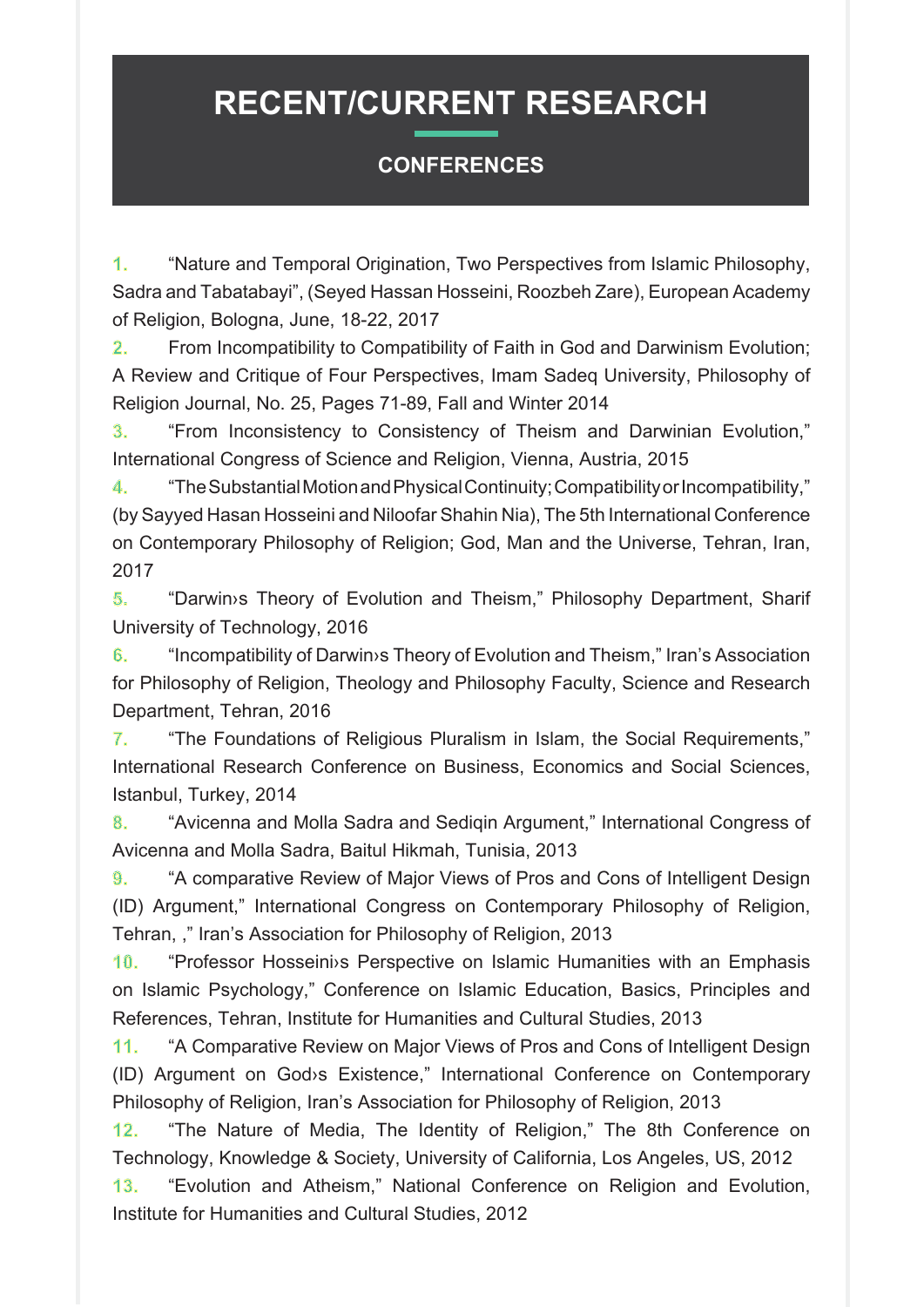# RECENT/CURRENT RESEARCH

## CONFERENCES

1. “Nature and Temporal Origination, Two Perspectives from Islamic Philosophy, Sadra and Tabatabayi”, (Seyed Hassan Hosseini, Roozbeh Zare), European Academy of Religion, Bologna, June, 18-22, 2017
2. From Incompatibility to Compatibility of Faith in God and Darwinism Evolution; A Review and Critique of Four Perspectives, Imam Sadeq University, Philosophy of Religion Journal, No. 25, Pages 71-89, Fall and Winter 2014
3. “From Inconsistency to Consistency of Theism and Darwinian Evolution,” International Congress of Science and Religion, Vienna, Austria, 2015
4. “The Substantial Motion and Physical Continuity; Compatibility or Incompatibility,” (by Sayyed Hasan Hosseini and Niloofar Shahin Nia), The 5th International Conference on Contemporary Philosophy of Religion; God, Man and the Universe, Tehran, Iran, 2017
5. “Darwin›s Theory of Evolution and Theism,” Philosophy Department, Sharif University of Technology, 2016
6. “Incompatibility of Darwin›s Theory of Evolution and Theism,” Iran’s Association for Philosophy of Religion, Theology and Philosophy Faculty, Science and Research Department, Tehran, 2016
7. “The Foundations of Religious Pluralism in Islam, the Social Requirements,” International Research Conference on Business, Economics and Social Sciences, Istanbul, Turkey, 2014
8. “Avicenna and Molla Sadra and Sediqin Argument,” International Congress of Avicenna and Molla Sadra, Baitul Hikmah, Tunisia, 2013
9. “A comparative Review of Major Views of Pros and Cons of Intelligent Design (ID) Argument,” International Congress on Contemporary Philosophy of Religion, Tehran, ,” Iran’s Association for Philosophy of Religion, 2013
10. “Professor Hosseini›s Perspective on Islamic Humanities with an Emphasis on Islamic Psychology,” Conference on Islamic Education, Basics, Principles and References, Tehran, Institute for Humanities and Cultural Studies, 2013
11. “A Comparative Review on Major Views of Pros and Cons of Intelligent Design (ID) Argument on God›s Existence,” International Conference on Contemporary Philosophy of Religion, Iran’s Association for Philosophy of Religion, 2013
12. “The Nature of Media, The Identity of Religion,” The 8th Conference on Technology, Knowledge & Society, University of California, Los Angeles, US, 2012
13. “Evolution and Atheism,” National Conference on Religion and Evolution, Institute for Humanities and Cultural Studies, 2012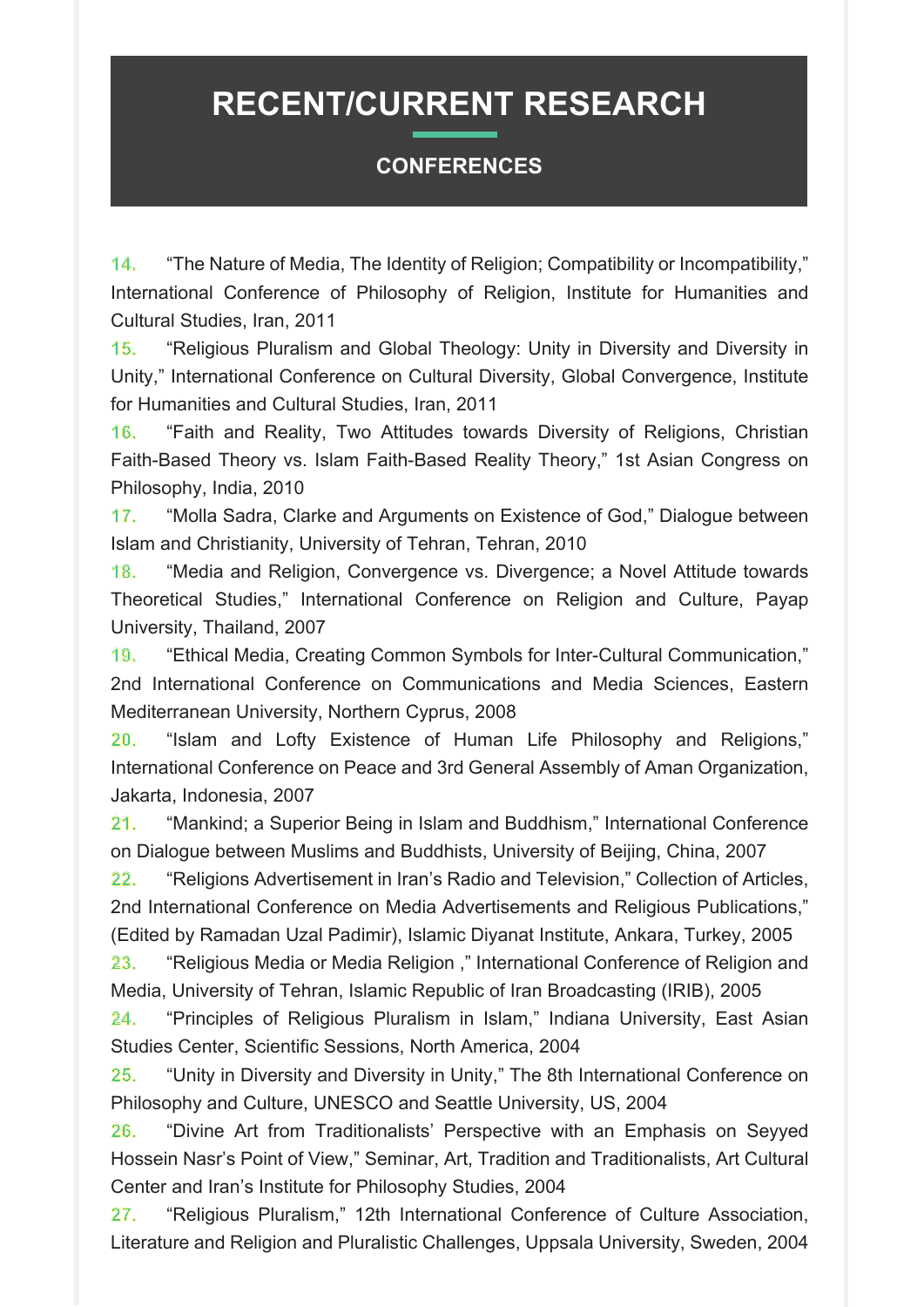# RECENT/CURRENT RESEARCH

## CONFERENCES

14. “The Nature of Media, The Identity of Religion; Compatibility or Incompatibility,” International Conference of Philosophy of Religion, Institute for Humanities and Cultural Studies, Iran, 2011
15. “Religious Pluralism and Global Theology: Unity in Diversity and Diversity in Unity,” International Conference on Cultural Diversity, Global Convergence, Institute for Humanities and Cultural Studies, Iran, 2011
16. “Faith and Reality, Two Attitudes towards Diversity of Religions, Christian Faith-Based Theory vs. Islam Faith-Based Reality Theory,” 1st Asian Congress on Philosophy, India, 2010
17. “Molla Sadra, Clarke and Arguments on Existence of God,” Dialogue between Islam and Christianity, University of Tehran, Tehran, 2010
18. “Media and Religion, Convergence vs. Divergence; a Novel Attitude towards Theoretical Studies,” International Conference on Religion and Culture, Payap University, Thailand, 2007
19. “Ethical Media, Creating Common Symbols for Inter-Cultural Communication,” 2nd International Conference on Communications and Media Sciences, Eastern Mediterranean University, Northern Cyprus, 2008
20. “Islam and Lofty Existence of Human Life Philosophy and Religions,” International Conference on Peace and 3rd General Assembly of Aman Organization, Jakarta, Indonesia, 2007
21. “Mankind; a Superior Being in Islam and Buddhism,” International Conference on Dialogue between Muslims and Buddhists, University of Beijing, China, 2007
22. “Religions Advertisement in Iran’s Radio and Television,” Collection of Articles, 2nd International Conference on Media Advertisements and Religious Publications,” (Edited by Ramadan Uzal Padimir), Islamic Diyanat Institute, Ankara, Turkey, 2005
23. “Religious Media or Media Religion ,” International Conference of Religion and Media, University of Tehran, Islamic Republic of Iran Broadcasting (IRIB), 2005
24. “Principles of Religious Pluralism in Islam,” Indiana University, East Asian Studies Center, Scientific Sessions, North America, 2004
25. “Unity in Diversity and Diversity in Unity,” The 8th International Conference on Philosophy and Culture, UNESCO and Seattle University, US, 2004
26. “Divine Art from Traditionalists’ Perspective with an Emphasis on Seyyed Hossein Nasr’s Point of View,” Seminar, Art, Tradition and Traditionalists, Art Cultural Center and Iran’s Institute for Philosophy Studies, 2004
27. “Religious Pluralism,” 12th International Conference of Culture Association, Literature and Religion and Pluralistic Challenges, Uppsala University, Sweden, 2004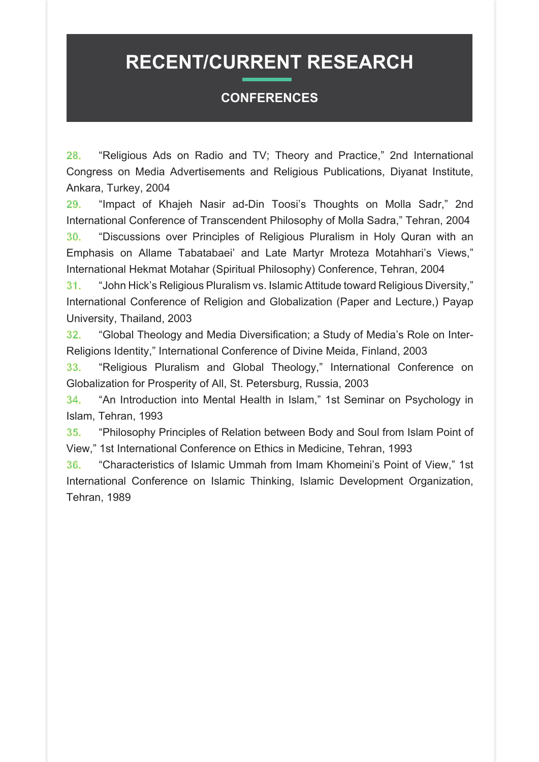# RECENT/CURRENT RESEARCH

## CONFERENCES

28. “Religious Ads on Radio and TV; Theory and Practice,” 2nd International Congress on Media Advertisements and Religious Publications, Diyanat Institute, Ankara, Turkey, 2004
29. “Impact of Khajeh Nasir ad-Din Toosi’s Thoughts on Molla Sadr,” 2nd International Conference of Transcendent Philosophy of Molla Sadra,” Tehran, 2004
30. “Discussions over Principles of Religious Pluralism in Holy Quran with an Emphasis on Allame Tabatabaei’ and Late Martyr Mroteza Motahhari’s Views,” International Hekmat Motahar (Spiritual Philosophy) Conference, Tehran, 2004
31. “John Hick’s Religious Pluralism vs. Islamic Attitude toward Religious Diversity,” International Conference of Religion and Globalization (Paper and Lecture,) Payap University, Thailand, 2003
32. “Global Theology and Media Diversification; a Study of Media’s Role on Inter-Religions Identity,” International Conference of Divine Meida, Finland, 2003
33. “Religious Pluralism and Global Theology,” International Conference on Globalization for Prosperity of All, St. Petersburg, Russia, 2003
34. “An Introduction into Mental Health in Islam,” 1st Seminar on Psychology in Islam, Tehran, 1993
35. “Philosophy Principles of Relation between Body and Soul from Islam Point of View,” 1st International Conference on Ethics in Medicine, Tehran, 1993
36. “Characteristics of Islamic Ummah from Imam Khomeini’s Point of View,” 1st International Conference on Islamic Thinking, Islamic Development Organization, Tehran, 1989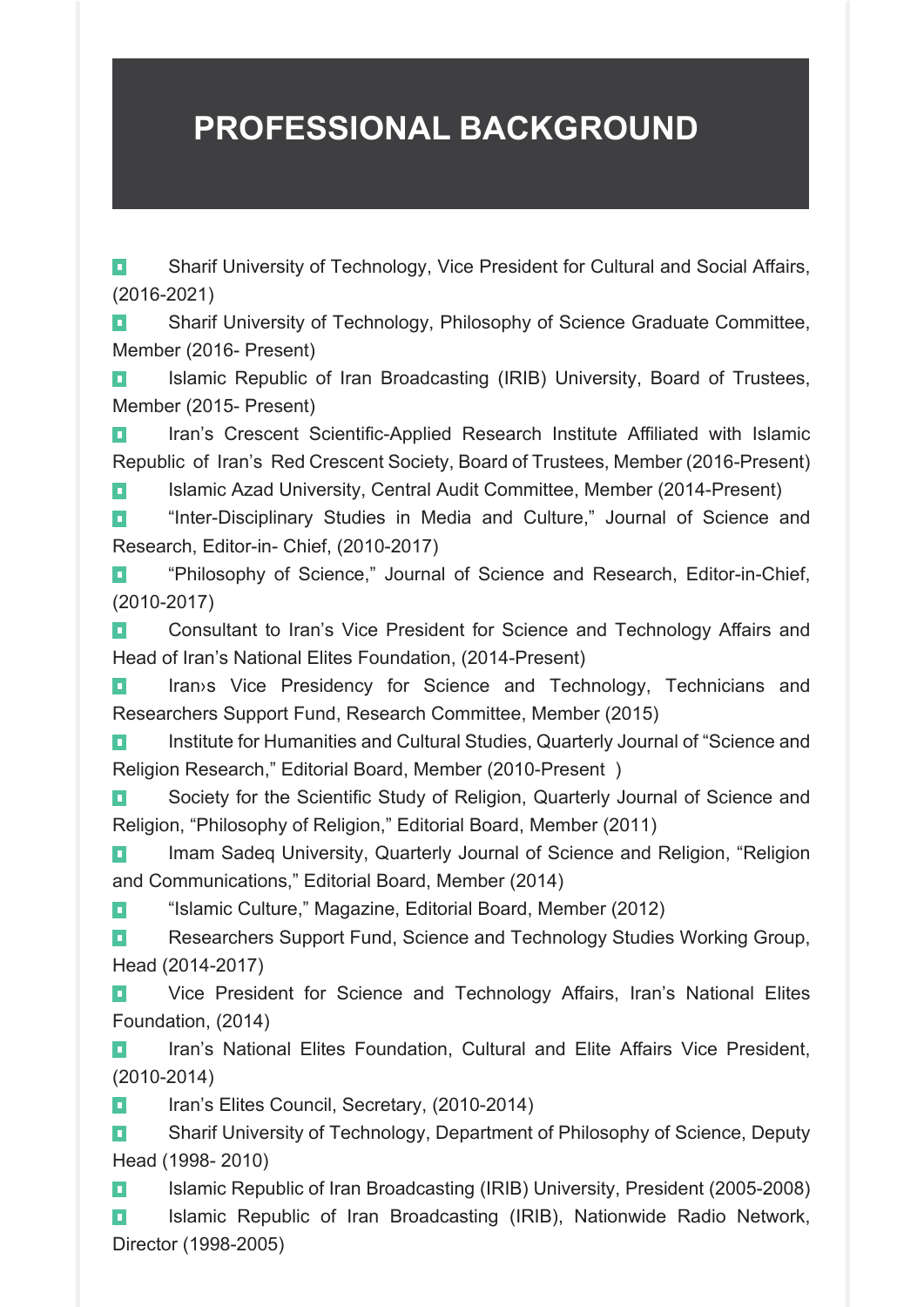# PROFESSIONAL BACKGROUND

- Sharif University of Technology, Vice President for Cultural and Social Affairs, (2016-2021)
- Sharif University of Technology, Philosophy of Science Graduate Committee, Member (2016- Present)
- Islamic Republic of Iran Broadcasting (IRIB) University, Board of Trustees, Member (2015- Present)
- Iran's Crescent Scientific-Applied Research Institute Affiliated with Islamic Republic of Iran's Red Crescent Society, Board of Trustees, Member (2016-Present)
- Islamic Azad University, Central Audit Committee, Member (2014-Present)
- "Inter-Disciplinary Studies in Media and Culture," Journal of Science and Research, Editor-in- Chief, (2010-2017)
- "Philosophy of Science," Journal of Science and Research, Editor-in-Chief, (2010-2017)
- Consultant to Iran's Vice President for Science and Technology Affairs and Head of Iran's National Elites Foundation, (2014-Present)
- Iran›s Vice Presidency for Science and Technology, Technicians and Researchers Support Fund, Research Committee, Member (2015)
- Institute for Humanities and Cultural Studies, Quarterly Journal of "Science and Religion Research," Editorial Board, Member (2010-Present )
- Society for the Scientific Study of Religion, Quarterly Journal of Science and Religion, "Philosophy of Religion," Editorial Board, Member (2011)
- Imam Sadeq University, Quarterly Journal of Science and Religion, "Religion and Communications," Editorial Board, Member (2014)
- "Islamic Culture," Magazine, Editorial Board, Member (2012)
- Researchers Support Fund, Science and Technology Studies Working Group, Head (2014-2017)
- Vice President for Science and Technology Affairs, Iran's National Elites Foundation, (2014)
- Iran's National Elites Foundation, Cultural and Elite Affairs Vice President, (2010-2014)
- Iran's Elites Council, Secretary, (2010-2014)
- Sharif University of Technology, Department of Philosophy of Science, Deputy Head (1998- 2010)
- Islamic Republic of Iran Broadcasting (IRIB) University, President (2005-2008)
- Islamic Republic of Iran Broadcasting (IRIB), Nationwide Radio Network, Director (1998-2005)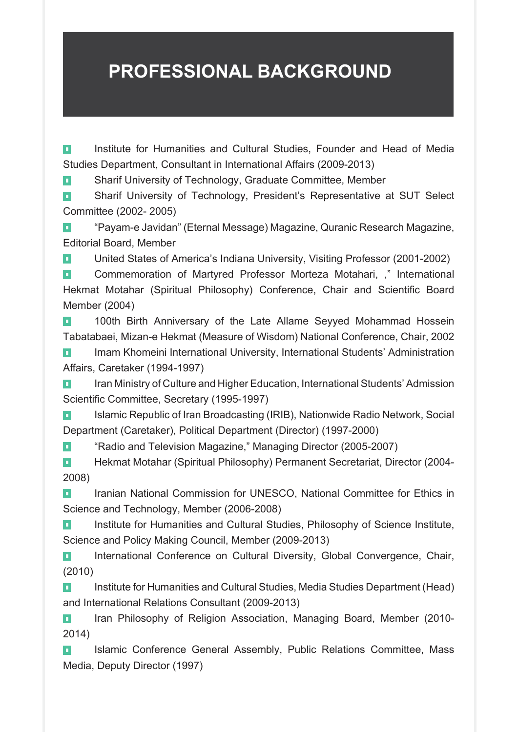# PROFESSIONAL BACKGROUND

- Institute for Humanities and Cultural Studies, Founder and Head of Media Studies Department, Consultant in International Affairs (2009-2013)
- Sharif University of Technology, Graduate Committee, Member
- Sharif University of Technology, President's Representative at SUT Select Committee (2002- 2005)
- "Payam-e Javidan" (Eternal Message) Magazine, Quranic Research Magazine, Editorial Board, Member
- United States of America's Indiana University, Visiting Professor (2001-2002)
- Commemoration of Martyred Professor Morteza Motahari, ," International Hekmat Motahar (Spiritual Philosophy) Conference, Chair and Scientific Board Member (2004)
- 100th Birth Anniversary of the Late Allame Seyyed Mohammad Hossein Tabatabaei, Mizan-e Hekmat (Measure of Wisdom) National Conference, Chair, 2002
- Imam Khomeini International University, International Students' Administration Affairs, Caretaker (1994-1997)
- Iran Ministry of Culture and Higher Education, International Students' Admission Scientific Committee, Secretary (1995-1997)
- Islamic Republic of Iran Broadcasting (IRIB), Nationwide Radio Network, Social Department (Caretaker), Political Department (Director) (1997-2000)
- "Radio and Television Magazine," Managing Director (2005-2007)
- Hekmat Motahar (Spiritual Philosophy) Permanent Secretariat, Director (2004-2008)
- Iranian National Commission for UNESCO, National Committee for Ethics in Science and Technology, Member (2006-2008)
- Institute for Humanities and Cultural Studies, Philosophy of Science Institute, Science and Policy Making Council, Member (2009-2013)
- International Conference on Cultural Diversity, Global Convergence, Chair, (2010)
- Institute for Humanities and Cultural Studies, Media Studies Department (Head) and International Relations Consultant (2009-2013)
- Iran Philosophy of Religion Association, Managing Board, Member (2010-2014)
- Islamic Conference General Assembly, Public Relations Committee, Mass Media, Deputy Director (1997)